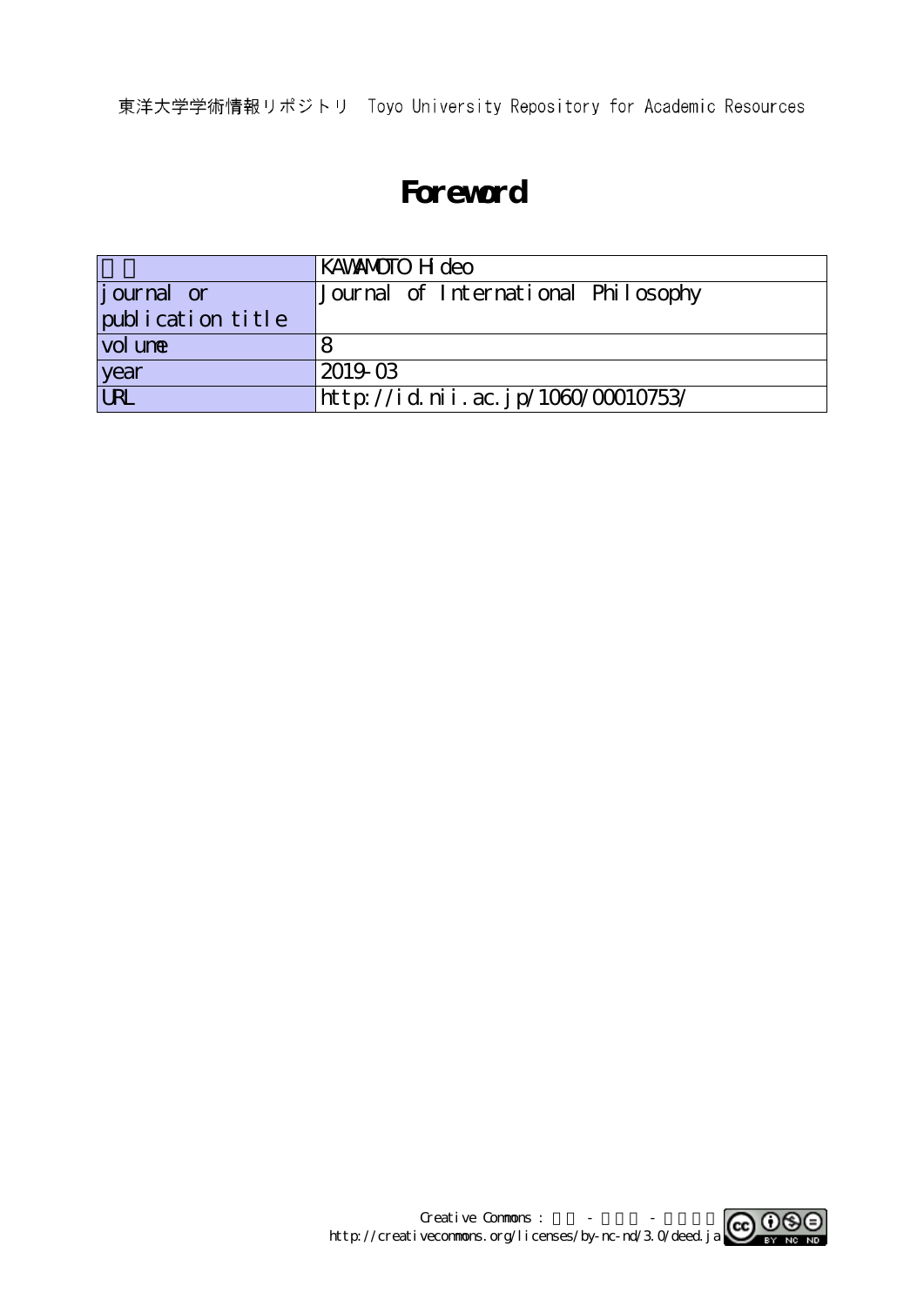東洋大学学術情報リポジトリ　Toyo University Repository for Academic Resources

# Foreword

| | |
|---|---|
| 著者 | KAWAMOTO Hideo |
| journal or publication title | Journal of International Philosophy |
| volume | 8 |
| year | 2019-03 |
| URL | http://id.nii.ac.jp/1060/00010753/ |

Creative Commons : 表示 - 非営利 - 改変禁止
http://creativecommons.org/licenses/by-nc-nd/3.0/deed.ja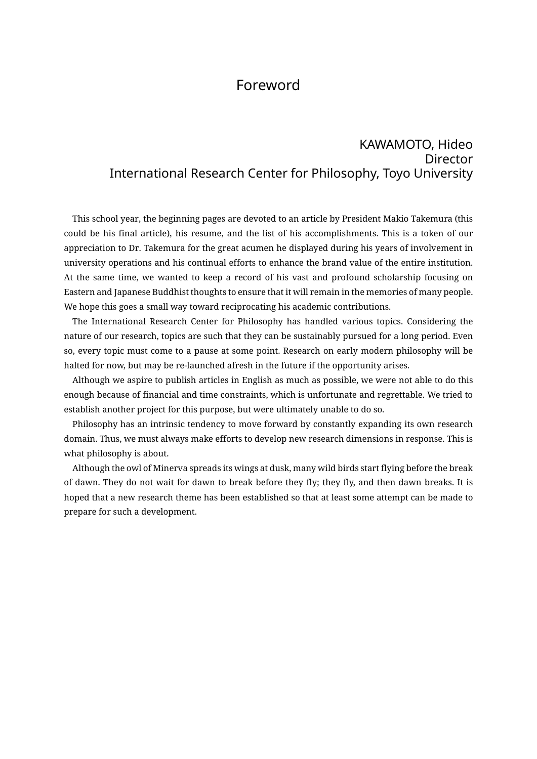# Foreword

KAWAMOTO, Hideo
Director
International Research Center for Philosophy, Toyo University

This school year, the beginning pages are devoted to an article by President Makio Takemura (this could be his final article), his resume, and the list of his accomplishments. This is a token of our appreciation to Dr. Takemura for the great acumen he displayed during his years of involvement in university operations and his continual efforts to enhance the brand value of the entire institution. At the same time, we wanted to keep a record of his vast and profound scholarship focusing on Eastern and Japanese Buddhist thoughts to ensure that it will remain in the memories of many people. We hope this goes a small way toward reciprocating his academic contributions.

The International Research Center for Philosophy has handled various topics. Considering the nature of our research, topics are such that they can be sustainably pursued for a long period. Even so, every topic must come to a pause at some point. Research on early modern philosophy will be halted for now, but may be re-launched afresh in the future if the opportunity arises.

Although we aspire to publish articles in English as much as possible, we were not able to do this enough because of financial and time constraints, which is unfortunate and regrettable. We tried to establish another project for this purpose, but were ultimately unable to do so.

Philosophy has an intrinsic tendency to move forward by constantly expanding its own research domain. Thus, we must always make efforts to develop new research dimensions in response. This is what philosophy is about.

Although the owl of Minerva spreads its wings at dusk, many wild birds start flying before the break of dawn. They do not wait for dawn to break before they fly; they fly, and then dawn breaks. It is hoped that a new research theme has been established so that at least some attempt can be made to prepare for such a development.